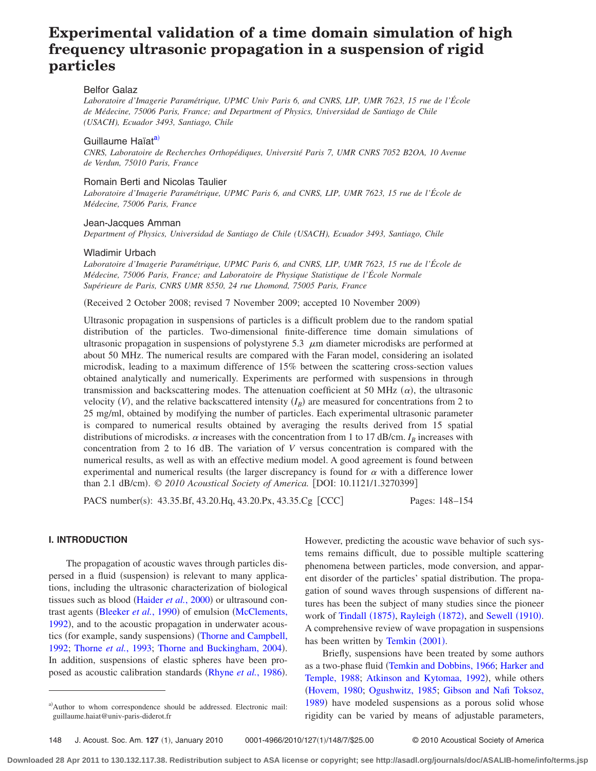# Experimental validation of a time domain simulation of high frequency ultrasonic propagation in a suspension of rigid particles

Belfor Galaz

*Laboratoire d'Imagerie Paramétrique, UPMC Univ Paris 6, and CNRS, LIP, UMR 7623, 15 rue de l'École de Médecine, 75006 Paris, France; and Department of Physics, Universidad de Santiago de Chile (USACH), Ecuador 3493, Santiago, Chile*

Guillaume Haïat[a]

*CNRS, Laboratoire de Recherches Orthopédiques, Université Paris 7, UMR CNRS 7052 B2OA, 10 Avenue de Verdun, 75010 Paris, France*

Romain Berti and Nicolas Taulier

*Laboratoire d'Imagerie Paramétrique, UPMC Paris 6, and CNRS, LIP, UMR 7623, 15 rue de l'École de Médecine, 75006 Paris, France*

Jean-Jacques Amman

*Department of Physics, Universidad de Santiago de Chile (USACH), Ecuador 3493, Santiago, Chile*

Wladimir Urbach

*Laboratoire d'Imagerie Paramétrique, UPMC Paris 6, and CNRS, LIP, UMR 7623, 15 rue de l'École de Médecine, 75006 Paris, France; and Laboratoire de Physique Statistique de l'École Normale Supérieure de Paris, CNRS UMR 8550, 24 rue Lhomond, 75005 Paris, France*

(Received 2 October 2008; revised 7 November 2009; accepted 10 November 2009)

Ultrasonic propagation in suspensions of particles is a difficult problem due to the random spatial distribution of the particles. Two-dimensional finite-difference time domain simulations of ultrasonic propagation in suspensions of polystyrene 5.3 $\mu$m diameter microdisks are performed at about 50 MHz. The numerical results are compared with the Faran model, considering an isolated microdisk, leading to a maximum difference of 15% between the scattering cross-section values obtained analytically and numerically. Experiments are performed with suspensions in through transmission and backscattering modes. The attenuation coefficient at 50 MHz ($\alpha$), the ultrasonic velocity ($V$), and the relative backscattered intensity ($I_B$) are measured for concentrations from 2 to 25 mg/ml, obtained by modifying the number of particles. Each experimental ultrasonic parameter is compared to numerical results obtained by averaging the results derived from 15 spatial distributions of microdisks. $\alpha$ increases with the concentration from 1 to 17 dB/cm. $I_B$ increases with concentration from 2 to 16 dB. The variation of $V$ versus concentration is compared with the numerical results, as well as with an effective medium model. A good agreement is found between experimental and numerical results (the larger discrepancy is found for $\alpha$ with a difference lower than 2.1 dB/cm). © *2010 Acoustical Society of America.* [DOI: 10.1121/1.3270399]

PACS number(s): 43.35.Bf, 43.20.Hq, 43.20.Px, 43.35.Cg [CCC] Pages: 148–154

## I. INTRODUCTION

The propagation of acoustic waves through particles dispersed in a fluid (suspension) is relevant to many applications, including the ultrasonic characterization of biological tissues such as blood (Haider *et al.*, 2000) or ultrasound contrast agents (Bleeker *et al.*, 1990) of emulsion (McClements, 1992), and to the acoustic propagation in underwater acoustics (for example, sandy suspensions) (Thorne and Campbell, 1992; Thorne *et al.*, 1993; Thorne and Buckingham, 2004). In addition, suspensions of elastic spheres have been proposed as acoustic calibration standards (Rhyne *et al.*, 1986). However, predicting the acoustic wave behavior of such systems remains difficult, due to possible multiple scattering phenomena between particles, mode conversion, and apparent disorder of the particles' spatial distribution. The propagation of sound waves through suspensions of different natures has been the subject of many studies since the pioneer work of Tindall (1875), Rayleigh (1872), and Sewell (1910). A comprehensive review of wave propagation in suspensions has been written by Temkin (2001).

Briefly, suspensions have been treated by some authors as a two-phase fluid (Temkin and Dobbins, 1966; Harker and Temple, 1988; Atkinson and Kytomaa, 1992), while others (Hovem, 1980; Ogushwitz, 1985; Gibson and Nafi Toksoz, 1989) have modeled suspensions as a porous solid whose rigidity can be varied by means of adjustable parameters,

[a]Author to whom correspondence should be addressed. Electronic mail: guillaume.haiat@univ-paris-diderot.fr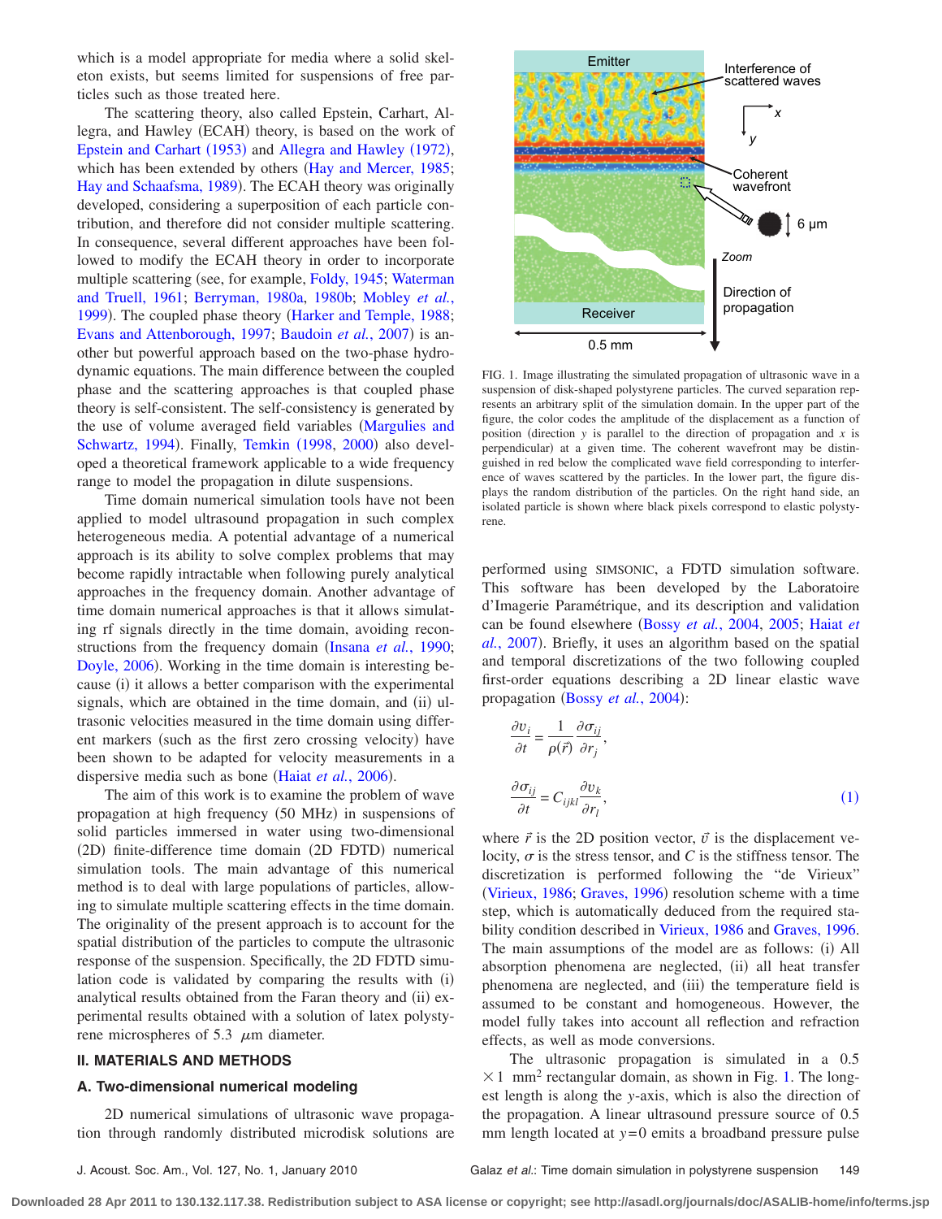which is a model appropriate for media where a solid skeleton exists, but seems limited for suspensions of free particles such as those treated here.

The scattering theory, also called Epstein, Carhart, Allegra, and Hawley (ECAH) theory, is based on the work of Epstein and Carhart (1953) and Allegra and Hawley (1972), which has been extended by others (Hay and Mercer, 1985; Hay and Schaafsma, 1989). The ECAH theory was originally developed, considering a superposition of each particle contribution, and therefore did not consider multiple scattering. In consequence, several different approaches have been followed to modify the ECAH theory in order to incorporate multiple scattering (see, for example, Foldy, 1945; Waterman and Truell, 1961; Berryman, 1980a, 1980b; Mobley *et al.*, 1999). The coupled phase theory (Harker and Temple, 1988; Evans and Attenborough, 1997; Baudoin *et al.*, 2007) is another but powerful approach based on the two-phase hydrodynamic equations. The main difference between the coupled phase and the scattering approaches is that coupled phase theory is self-consistent. The self-consistency is generated by the use of volume averaged field variables (Margulies and Schwartz, 1994). Finally, Temkin (1998, 2000) also developed a theoretical framework applicable to a wide frequency range to model the propagation in dilute suspensions.

Time domain numerical simulation tools have not been applied to model ultrasound propagation in such complex heterogeneous media. A potential advantage of a numerical approach is its ability to solve complex problems that may become rapidly intractable when following purely analytical approaches in the frequency domain. Another advantage of time domain numerical approaches is that it allows simulating rf signals directly in the time domain, avoiding reconstructions from the frequency domain (Insana *et al.*, 1990; Doyle, 2006). Working in the time domain is interesting because (i) it allows a better comparison with the experimental signals, which are obtained in the time domain, and (ii) ultrasonic velocities measured in the time domain using different markers (such as the first zero crossing velocity) have been shown to be adapted for velocity measurements in a dispersive media such as bone (Haiat *et al.*, 2006).

The aim of this work is to examine the problem of wave propagation at high frequency (50 MHz) in suspensions of solid particles immersed in water using two-dimensional (2D) finite-difference time domain (2D FDTD) numerical simulation tools. The main advantage of this numerical method is to deal with large populations of particles, allowing to simulate multiple scattering effects in the time domain. The originality of the present approach is to account for the spatial distribution of the particles to compute the ultrasonic response of the suspension. Specifically, the 2D FDTD simulation code is validated by comparing the results with (i) analytical results obtained from the Faran theory and (ii) experimental results obtained with a solution of latex polystyrene microspheres of 5.3 $\mu$m diameter.

## II. MATERIALS AND METHODS

### A. Two-dimensional numerical modeling

2D numerical simulations of ultrasonic wave propagation through randomly distributed microdisk solutions are performed using SIMSONIC, a FDTD simulation software. This software has been developed by the Laboratoire d'Imagerie Paramétrique, and its description and validation can be found elsewhere (Bossy *et al.*, 2004, 2005; Haiat *et al.*, 2007). Briefly, it uses an algorithm based on the spatial and temporal discretizations of the two following coupled first-order equations describing a 2D linear elastic wave propagation (Bossy *et al.*, 2004):

$$\frac{\partial v_i}{\partial t} = \frac{1}{\rho(\vec{r})} \frac{\partial \sigma_{ij}}{\partial r_j},$$

$$\frac{\partial \sigma_{ij}}{\partial t} = C_{ijkl} \frac{\partial v_k}{\partial r_l}, \qquad (1)$$

where $\vec{r}$ is the 2D position vector, $\vec{v}$ is the displacement velocity, $\sigma$ is the stress tensor, and $C$ is the stiffness tensor. The discretization is performed following the "de Virieux" (Virieux, 1986; Graves, 1996) resolution scheme with a time step, which is automatically deduced from the required stability condition described in Virieux, 1986 and Graves, 1996. The main assumptions of the model are as follows: (i) All absorption phenomena are neglected, (ii) all heat transfer phenomena are neglected, and (iii) the temperature field is assumed to be constant and homogeneous. However, the model fully takes into account all reflection and refraction effects, as well as mode conversions.

The ultrasonic propagation is simulated in a 0.5 $\times 1$ mm$^2$ rectangular domain, as shown in Fig. 1. The longest length is along the $y$-axis, which is also the direction of the propagation. A linear ultrasound pressure source of 0.5 mm length located at $y=0$ emits a broadband pressure pulse

FIG. 1. Image illustrating the simulated propagation of ultrasonic wave in a suspension of disk-shaped polystyrene particles. The curved separation represents an arbitrary split of the simulation domain. In the upper part of the figure, the color codes the amplitude of the displacement as a function of position (direction $y$ is parallel to the direction of propagation and $x$ is perpendicular) at a given time. The coherent wavefront may be distinguished in red below the complicated wave field corresponding to interference of waves scattered by the particles. In the lower part, the figure displays the random distribution of the particles. On the right hand side, an isolated particle is shown where black pixels correspond to elastic polystyrene.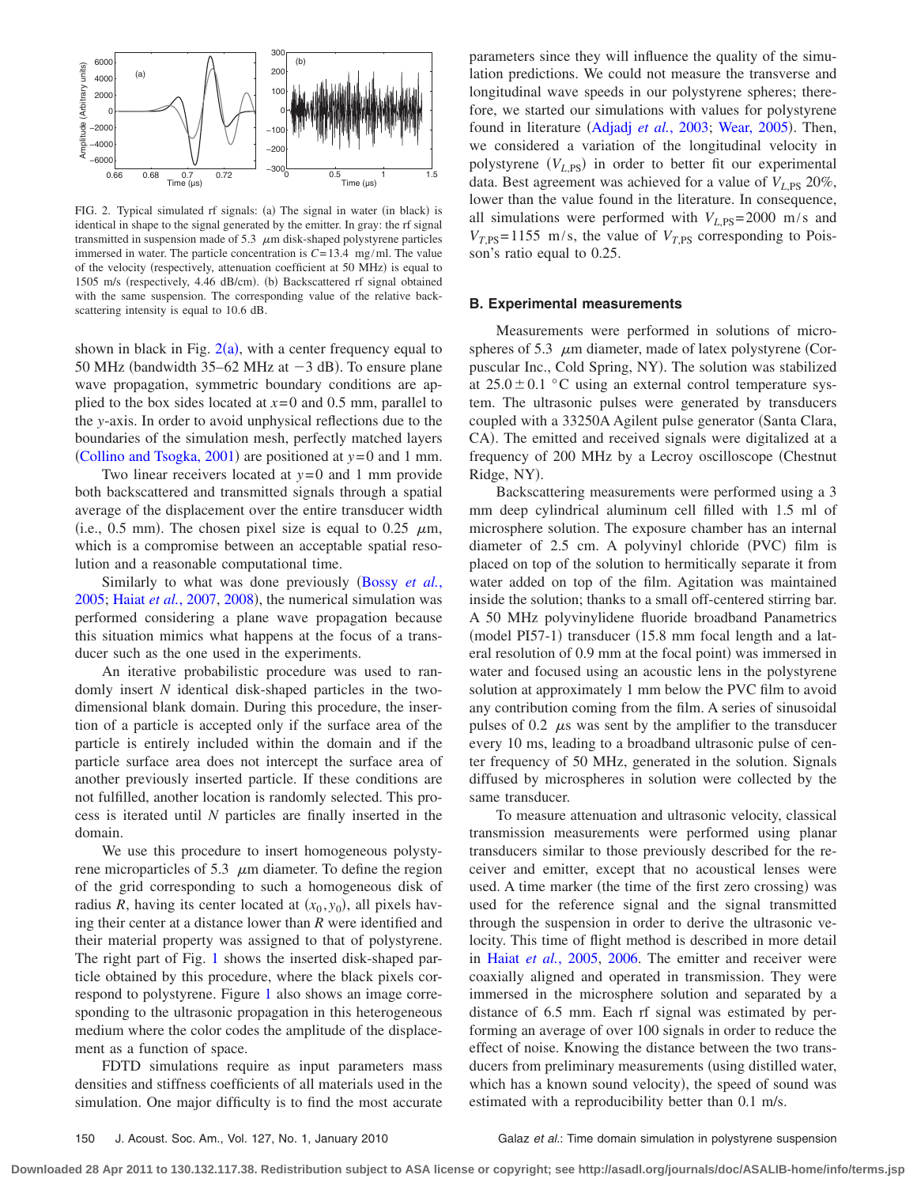FIG. 2. Typical simulated rf signals: (a) The signal in water (in black) is identical in shape to the signal generated by the emitter. In gray: the rf signal transmitted in suspension made of 5.3 $\mu$m disk-shaped polystyrene particles immersed in water. The particle concentration is $C = 13.4$ mg/ml. The value of the velocity (respectively, attenuation coefficient at 50 MHz) is equal to 1505 m/s (respectively, 4.46 dB/cm). (b) Backscattered rf signal obtained with the same suspension. The corresponding value of the relative backscattering intensity is equal to 10.6 dB.

shown in black in Fig. 2(a), with a center frequency equal to 50 MHz (bandwidth 35–62 MHz at −3 dB). To ensure plane wave propagation, symmetric boundary conditions are applied to the box sides located at $x=0$ and 0.5 mm, parallel to the $y$-axis. In order to avoid unphysical reflections due to the boundaries of the simulation mesh, perfectly matched layers (Collino and Tsogka, 2001) are positioned at $y=0$ and 1 mm.

Two linear receivers located at $y=0$ and 1 mm provide both backscattered and transmitted signals through a spatial average of the displacement over the entire transducer width (i.e., 0.5 mm). The chosen pixel size is equal to 0.25 $\mu$m, which is a compromise between an acceptable spatial resolution and a reasonable computational time.

Similarly to what was done previously (Bossy *et al.*, 2005; Haiat *et al.*, 2007, 2008), the numerical simulation was performed considering a plane wave propagation because this situation mimics what happens at the focus of a transducer such as the one used in the experiments.

An iterative probabilistic procedure was used to randomly insert $N$ identical disk-shaped particles in the two-dimensional blank domain. During this procedure, the insertion of a particle is accepted only if the surface area of the particle is entirely included within the domain and if the particle surface area does not intercept the surface area of another previously inserted particle. If these conditions are not fulfilled, another location is randomly selected. This process is iterated until $N$ particles are finally inserted in the domain.

We use this procedure to insert homogeneous polystyrene microparticles of 5.3 $\mu$m diameter. To define the region of the grid corresponding to such a homogeneous disk of radius $R$, having its center located at $(x_0, y_0)$, all pixels having their center at a distance lower than $R$ were identified and their material property was assigned to that of polystyrene. The right part of Fig. 1 shows the inserted disk-shaped particle obtained by this procedure, where the black pixels correspond to polystyrene. Figure 1 also shows an image corresponding to the ultrasonic propagation in this heterogeneous medium where the color codes the amplitude of the displacement as a function of space.

FDTD simulations require as input parameters mass densities and stiffness coefficients of all materials used in the simulation. One major difficulty is to find the most accurate parameters since they will influence the quality of the simulation predictions. We could not measure the transverse and longitudinal wave speeds in our polystyrene spheres; therefore, we started our simulations with values for polystyrene found in literature (Adjadj *et al.*, 2003; Wear, 2005). Then, we considered a variation of the longitudinal velocity in polystyrene ($V_{L,\mathrm{PS}}$) in order to better fit our experimental data. Best agreement was achieved for a value of $V_{L,\mathrm{PS}}$ 20%, lower than the value found in the literature. In consequence, all simulations were performed with $V_{L,\mathrm{PS}} = 2000$ m/s and $V_{T,\mathrm{PS}} = 1155$ m/s, the value of $V_{T,\mathrm{PS}}$ corresponding to Poisson's ratio equal to 0.25.

### B. Experimental measurements

Measurements were performed in solutions of microspheres of 5.3 $\mu$m diameter, made of latex polystyrene (Corpuscular Inc., Cold Spring, NY). The solution was stabilized at $25.0 \pm 0.1$ °C using an external control temperature system. The ultrasonic pulses were generated by transducers coupled with a 33250A Agilent pulse generator (Santa Clara, CA). The emitted and received signals were digitalized at a frequency of 200 MHz by a Lecroy oscilloscope (Chestnut Ridge, NY).

Backscattering measurements were performed using a 3 mm deep cylindrical aluminum cell filled with 1.5 ml of microsphere solution. The exposure chamber has an internal diameter of 2.5 cm. A polyvinyl chloride (PVC) film is placed on top of the solution to hermitically separate it from water added on top of the film. Agitation was maintained inside the solution; thanks to a small off-centered stirring bar. A 50 MHz polyvinylidene fluoride broadband Panametrics (model PI57-1) transducer (15.8 mm focal length and a lateral resolution of 0.9 mm at the focal point) was immersed in water and focused using an acoustic lens in the polystyrene solution at approximately 1 mm below the PVC film to avoid any contribution coming from the film. A series of sinusoidal pulses of 0.2 $\mu$s was sent by the amplifier to the transducer every 10 ms, leading to a broadband ultrasonic pulse of center frequency of 50 MHz, generated in the solution. Signals diffused by microspheres in solution were collected by the same transducer.

To measure attenuation and ultrasonic velocity, classical transmission measurements were performed using planar transducers similar to those previously described for the receiver and emitter, except that no acoustical lenses were used. A time marker (the time of the first zero crossing) was used for the reference signal and the signal transmitted through the suspension in order to derive the ultrasonic velocity. This time of flight method is described in more detail in Haiat *et al.*, 2005, 2006. The emitter and receiver were coaxially aligned and operated in transmission. They were immersed in the microsphere solution and separated by a distance of 6.5 mm. Each rf signal was estimated by performing an average of over 100 signals in order to reduce the effect of noise. Knowing the distance between the two transducers from preliminary measurements (using distilled water, which has a known sound velocity), the speed of sound was estimated with a reproducibility better than 0.1 m/s.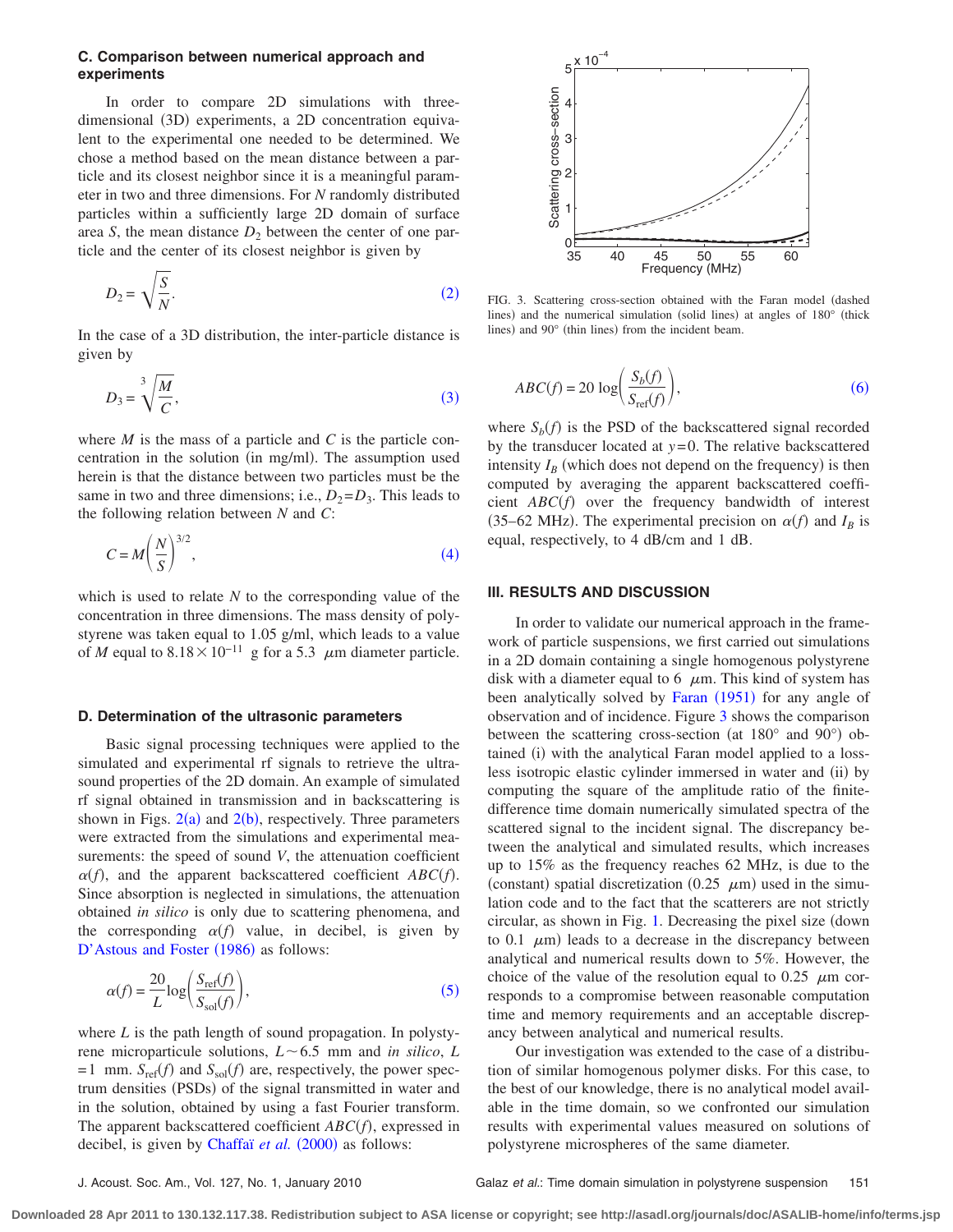### C. Comparison between numerical approach and experiments

In order to compare 2D simulations with three-dimensional (3D) experiments, a 2D concentration equivalent to the experimental one needed to be determined. We chose a method based on the mean distance between a particle and its closest neighbor since it is a meaningful parameter in two and three dimensions. For $N$ randomly distributed particles within a sufficiently large 2D domain of surface area $S$, the mean distance $D_2$ between the center of one particle and the center of its closest neighbor is given by

$$D_2 = \sqrt{\frac{S}{N}}. \tag{2}$$

In the case of a 3D distribution, the inter-particle distance is given by

$$D_3 = \sqrt[3]{\frac{M}{C}}, \tag{3}$$

where $M$ is the mass of a particle and $C$ is the particle concentration in the solution (in mg/ml). The assumption used herein is that the distance between two particles must be the same in two and three dimensions; i.e., $D_2 = D_3$. This leads to the following relation between $N$ and $C$:

$$C = M\left(\frac{N}{S}\right)^{3/2}, \tag{4}$$

which is used to relate $N$ to the corresponding value of the concentration in three dimensions. The mass density of polystyrene was taken equal to 1.05 g/ml, which leads to a value of $M$ equal to $8.18 \times 10^{-11}$ g for a 5.3 $\mu$m diameter particle.

### D. Determination of the ultrasonic parameters

Basic signal processing techniques were applied to the simulated and experimental rf signals to retrieve the ultrasound properties of the 2D domain. An example of simulated rf signal obtained in transmission and in backscattering is shown in Figs. 2(a) and 2(b), respectively. Three parameters were extracted from the simulations and experimental measurements: the speed of sound $V$, the attenuation coefficient $\alpha(f)$, and the apparent backscattered coefficient $ABC(f)$. Since absorption is neglected in simulations, the attenuation obtained *in silico* is only due to scattering phenomena, and the corresponding $\alpha(f)$ value, in decibel, is given by D'Astous and Foster (1986) as follows:

$$\alpha(f) = \frac{20}{L}\log\left(\frac{S_{\mathrm{ref}}(f)}{S_{\mathrm{sol}}(f)}\right), \tag{5}$$

where $L$ is the path length of sound propagation. In polystyrene microparticule solutions, $L \sim 6.5$ mm and *in silico*, $L = 1$ mm. $S_{\mathrm{ref}}(f)$ and $S_{\mathrm{sol}}(f)$ are, respectively, the power spectrum densities (PSDs) of the signal transmitted in water and in the solution, obtained by using a fast Fourier transform. The apparent backscattered coefficient $ABC(f)$, expressed in decibel, is given by Chaffaï *et al.* (2000) as follows:

$$ABC(f) = 20\log\left(\frac{S_b(f)}{S_{\mathrm{ref}}(f)}\right), \tag{6}$$

where $S_b(f)$ is the PSD of the backscattered signal recorded by the transducer located at $y=0$. The relative backscattered intensity $I_B$ (which does not depend on the frequency) is then computed by averaging the apparent backscattered coefficient $ABC(f)$ over the frequency bandwidth of interest (35–62 MHz). The experimental precision on $\alpha(f)$ and $I_B$ is equal, respectively, to 4 dB/cm and 1 dB.

FIG. 3. Scattering cross-section obtained with the Faran model (dashed lines) and the numerical simulation (solid lines) at angles of 180° (thick lines) and 90° (thin lines) from the incident beam.

## III. RESULTS AND DISCUSSION

In order to validate our numerical approach in the framework of particle suspensions, we first carried out simulations in a 2D domain containing a single homogenous polystyrene disk with a diameter equal to 6 $\mu$m. This kind of system has been analytically solved by Faran (1951) for any angle of observation and of incidence. Figure 3 shows the comparison between the scattering cross-section (at 180° and 90°) obtained (i) with the analytical Faran model applied to a lossless isotropic elastic cylinder immersed in water and (ii) by computing the square of the amplitude ratio of the finite-difference time domain numerically simulated spectra of the scattered signal to the incident signal. The discrepancy between the analytical and simulated results, which increases up to 15% as the frequency reaches 62 MHz, is due to the (constant) spatial discretization (0.25 $\mu$m) used in the simulation code and to the fact that the scatterers are not strictly circular, as shown in Fig. 1. Decreasing the pixel size (down to 0.1 $\mu$m) leads to a decrease in the discrepancy between analytical and numerical results down to 5%. However, the choice of the value of the resolution equal to 0.25 $\mu$m corresponds to a compromise between reasonable computation time and memory requirements and an acceptable discrepancy between analytical and numerical results.

Our investigation was extended to the case of a distribution of similar homogenous polymer disks. For this case, to the best of our knowledge, there is no analytical model available in the time domain, so we confronted our simulation results with experimental values measured on solutions of polystyrene microspheres of the same diameter.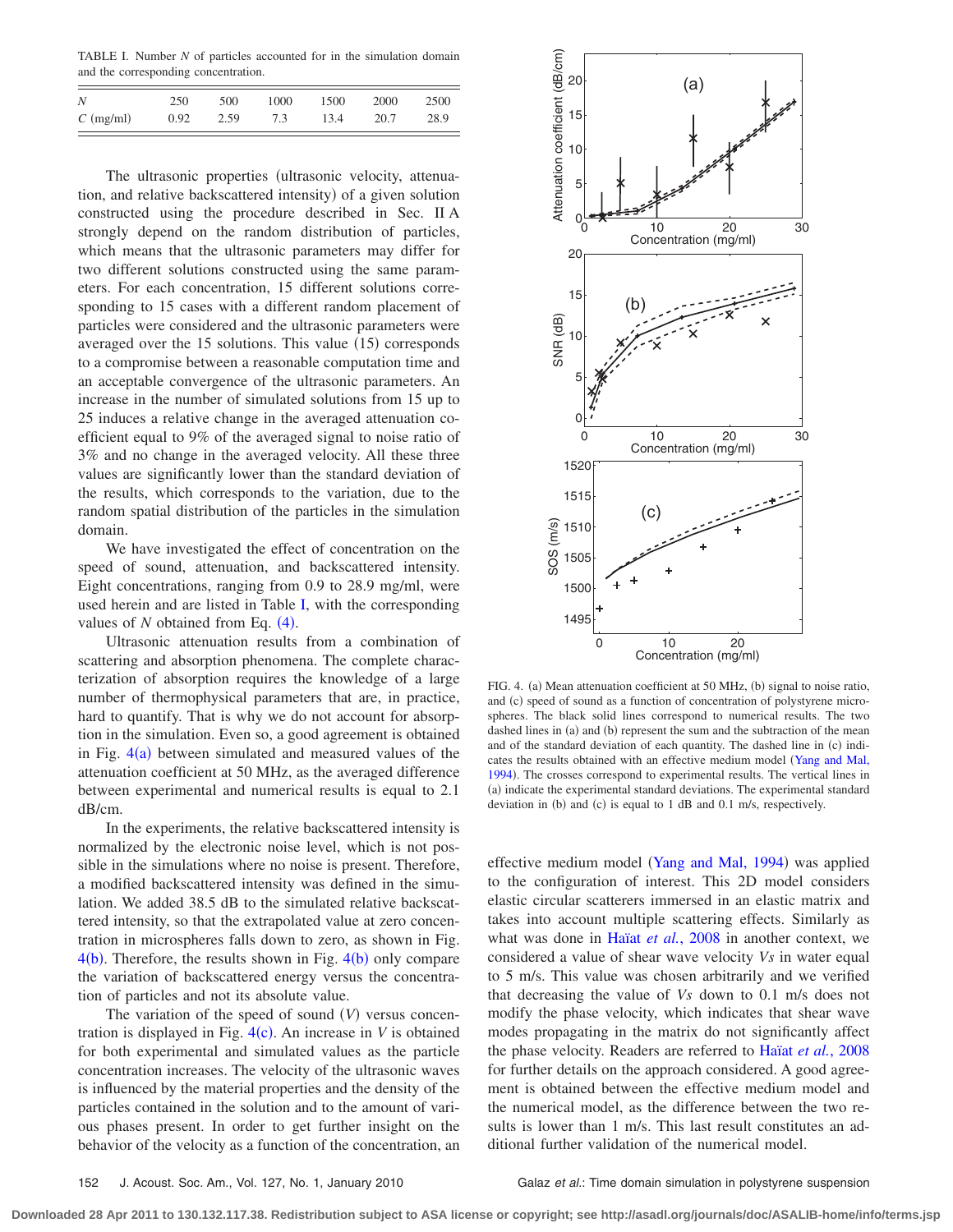TABLE I. Number $N$ of particles accounted for in the simulation domain and the corresponding concentration.

| $N$ | 250 | 500 | 1000 | 1500 | 2000 | 2500 |
|---|---|---|---|---|---|---|
| $C$ (mg/ml) | 0.92 | 2.59 | 7.3 | 13.4 | 20.7 | 28.9 |

The ultrasonic properties (ultrasonic velocity, attenuation, and relative backscattered intensity) of a given solution constructed using the procedure described in Sec. II A strongly depend on the random distribution of particles, which means that the ultrasonic parameters may differ for two different solutions constructed using the same parameters. For each concentration, 15 different solutions corresponding to 15 cases with a different random placement of particles were considered and the ultrasonic parameters were averaged over the 15 solutions. This value (15) corresponds to a compromise between a reasonable computation time and an acceptable convergence of the ultrasonic parameters. An increase in the number of simulated solutions from 15 up to 25 induces a relative change in the averaged attenuation coefficient equal to 9% of the averaged signal to noise ratio of 3% and no change in the averaged velocity. All these three values are significantly lower than the standard deviation of the results, which corresponds to the variation, due to the random spatial distribution of the particles in the simulation domain.

We have investigated the effect of concentration on the speed of sound, attenuation, and backscattered intensity. Eight concentrations, ranging from 0.9 to 28.9 mg/ml, were used herein and are listed in Table I, with the corresponding values of $N$ obtained from Eq. (4).

Ultrasonic attenuation results from a combination of scattering and absorption phenomena. The complete characterization of absorption requires the knowledge of a large number of thermophysical parameters that are, in practice, hard to quantify. That is why we do not account for absorption in the simulation. Even so, a good agreement is obtained in Fig. 4(a) between simulated and measured values of the attenuation coefficient at 50 MHz, as the averaged difference between experimental and numerical results is equal to 2.1 dB/cm.

In the experiments, the relative backscattered intensity is normalized by the electronic noise level, which is not possible in the simulations where no noise is present. Therefore, a modified backscattered intensity was defined in the simulation. We added 38.5 dB to the simulated relative backscattered intensity, so that the extrapolated value at zero concentration in microspheres falls down to zero, as shown in Fig. 4(b). Therefore, the results shown in Fig. 4(b) only compare the variation of backscattered energy versus the concentration of particles and not its absolute value.

The variation of the speed of sound ($V$) versus concentration is displayed in Fig. 4(c). An increase in $V$ is obtained for both experimental and simulated values as the particle concentration increases. The velocity of the ultrasonic waves is influenced by the material properties and the density of the particles contained in the solution and to the amount of various phases present. In order to get further insight on the behavior of the velocity as a function of the concentration, an effective medium model (Yang and Mal, 1994) was applied to the configuration of interest. This 2D model considers elastic circular scatterers immersed in an elastic matrix and takes into account multiple scattering effects. Similarly as what was done in Haïat *et al.*, 2008 in another context, we considered a value of shear wave velocity $Vs$ in water equal to 5 m/s. This value was chosen arbitrarily and we verified that decreasing the value of $Vs$ down to 0.1 m/s does not modify the phase velocity, which indicates that shear wave modes propagating in the matrix do not significantly affect the phase velocity. Readers are referred to Haïat *et al.*, 2008 for further details on the approach considered. A good agreement is obtained between the effective medium model and the numerical model, as the difference between the two results is lower than 1 m/s. This last result constitutes an additional further validation of the numerical model.

FIG. 4. (a) Mean attenuation coefficient at 50 MHz, (b) signal to noise ratio, and (c) speed of sound as a function of concentration of polystyrene microspheres. The black solid lines correspond to numerical results. The two dashed lines in (a) and (b) represent the sum and the subtraction of the mean and of the standard deviation of each quantity. The dashed line in (c) indicates the results obtained with an effective medium model (Yang and Mal, 1994). The crosses correspond to experimental results. The vertical lines in (a) indicate the experimental standard deviations. The experimental standard deviation in (b) and (c) is equal to 1 dB and 0.1 m/s, respectively.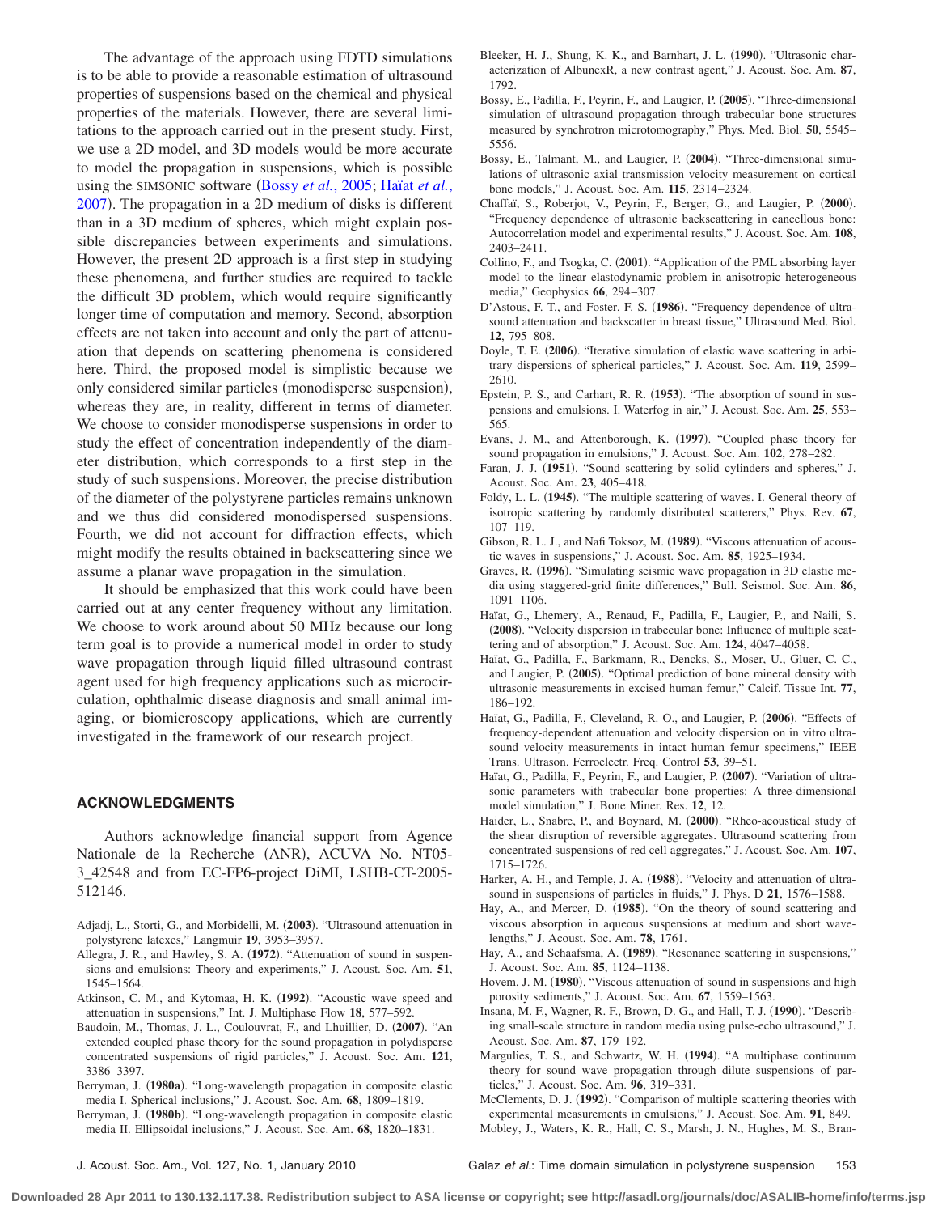The advantage of the approach using FDTD simulations is to be able to provide a reasonable estimation of ultrasound properties of suspensions based on the chemical and physical properties of the materials. However, there are several limitations to the approach carried out in the present study. First, we use a 2D model, and 3D models would be more accurate to model the propagation in suspensions, which is possible using the SIMSONIC software (Bossy *et al.*, 2005; Haïat *et al.*, 2007). The propagation in a 2D medium of disks is different than in a 3D medium of spheres, which might explain possible discrepancies between experiments and simulations. However, the present 2D approach is a first step in studying these phenomena, and further studies are required to tackle the difficult 3D problem, which would require significantly longer time of computation and memory. Second, absorption effects are not taken into account and only the part of attenuation that depends on scattering phenomena is considered here. Third, the proposed model is simplistic because we only considered similar particles (monodisperse suspension), whereas they are, in reality, different in terms of diameter. We choose to consider monodisperse suspensions in order to study the effect of concentration independently of the diameter distribution, which corresponds to a first step in the study of such suspensions. Moreover, the precise distribution of the diameter of the polystyrene particles remains unknown and we thus did considered monodispersed suspensions. Fourth, we did not account for diffraction effects, which might modify the results obtained in backscattering since we assume a planar wave propagation in the simulation.

It should be emphasized that this work could have been carried out at any center frequency without any limitation. We choose to work around about 50 MHz because our long term goal is to provide a numerical model in order to study wave propagation through liquid filled ultrasound contrast agent used for high frequency applications such as microcirculation, ophthalmic disease diagnosis and small animal imaging, or biomicroscopy applications, which are currently investigated in the framework of our research project.

## ACKNOWLEDGMENTS

Authors acknowledge financial support from Agence Nationale de la Recherche (ANR), ACUVA No. NT05-3_42548 and from EC-FP6-project DiMI, LSHB-CT-2005-512146.

Adjadj, L., Storti, G., and Morbidelli, M. (**2003**). "Ultrasound attenuation in polystyrene latexes," Langmuir **19**, 3953–3957.

Allegra, J. R., and Hawley, S. A. (**1972**). "Attenuation of sound in suspensions and emulsions: Theory and experiments," J. Acoust. Soc. Am. **51**, 1545–1564.

Atkinson, C. M., and Kytomaa, H. K. (**1992**). "Acoustic wave speed and attenuation in suspensions," Int. J. Multiphase Flow **18**, 577–592.

Baudoin, M., Thomas, J. L., Coulouvrat, F., and Lhuillier, D. (**2007**). "An extended coupled phase theory for the sound propagation in polydisperse concentrated suspensions of rigid particles," J. Acoust. Soc. Am. **121**, 3386–3397.

Berryman, J. (**1980a**). "Long-wavelength propagation in composite elastic media I. Spherical inclusions," J. Acoust. Soc. Am. **68**, 1809–1819.

Berryman, J. (**1980b**). "Long-wavelength propagation in composite elastic media II. Ellipsoidal inclusions," J. Acoust. Soc. Am. **68**, 1820–1831.

Bleeker, H. J., Shung, K. K., and Barnhart, J. L. (**1990**). "Ultrasonic characterization of AlbunexR, a new contrast agent," J. Acoust. Soc. Am. **87**, 1792.

Bossy, E., Padilla, F., Peyrin, F., and Laugier, P. (**2005**). "Three-dimensional simulation of ultrasound propagation through trabecular bone structures measured by synchrotron microtomography," Phys. Med. Biol. **50**, 5545–5556.

Bossy, E., Talmant, M., and Laugier, P. (**2004**). "Three-dimensional simulations of ultrasonic axial transmission velocity measurement on cortical bone models," J. Acoust. Soc. Am. **115**, 2314–2324.

Chaffaï, S., Roberjot, V., Peyrin, F., Berger, G., and Laugier, P. (**2000**). "Frequency dependence of ultrasonic backscattering in cancellous bone: Autocorrelation model and experimental results," J. Acoust. Soc. Am. **108**, 2403–2411.

Collino, F., and Tsogka, C. (**2001**). "Application of the PML absorbing layer model to the linear elastodynamic problem in anisotropic heterogeneous media," Geophysics **66**, 294–307.

D'Astous, F. T., and Foster, F. S. (**1986**). "Frequency dependence of ultrasound attenuation and backscatter in breast tissue," Ultrasound Med. Biol. **12**, 795–808.

Doyle, T. E. (**2006**). "Iterative simulation of elastic wave scattering in arbitrary dispersions of spherical particles," J. Acoust. Soc. Am. **119**, 2599–2610.

Epstein, P. S., and Carhart, R. R. (**1953**). "The absorption of sound in suspensions and emulsions. I. Waterfog in air," J. Acoust. Soc. Am. **25**, 553–565.

Evans, J. M., and Attenborough, K. (**1997**). "Coupled phase theory for sound propagation in emulsions," J. Acoust. Soc. Am. **102**, 278–282.

Faran, J. J. (**1951**). "Sound scattering by solid cylinders and spheres," J. Acoust. Soc. Am. **23**, 405–418.

Foldy, L. L. (**1945**). "The multiple scattering of waves. I. General theory of isotropic scattering by randomly distributed scatterers," Phys. Rev. **67**, 107–119.

Gibson, R. L. J., and Nafi Toksoz, M. (**1989**). "Viscous attenuation of acoustic waves in suspensions," J. Acoust. Soc. Am. **85**, 1925–1934.

Graves, R. (**1996**). "Simulating seismic wave propagation in 3D elastic media using staggered-grid finite differences," Bull. Seismol. Soc. Am. **86**, 1091–1106.

Haïat, G., Lhemery, A., Renaud, F., Padilla, F., Laugier, P., and Naili, S. (**2008**). "Velocity dispersion in trabecular bone: Influence of multiple scattering and of absorption," J. Acoust. Soc. Am. **124**, 4047–4058.

Haïat, G., Padilla, F., Barkmann, R., Dencks, S., Moser, U., Gluer, C. C., and Laugier, P. (**2005**). "Optimal prediction of bone mineral density with ultrasonic measurements in excised human femur," Calcif. Tissue Int. **77**, 186–192.

Haïat, G., Padilla, F., Cleveland, R. O., and Laugier, P. (**2006**). "Effects of frequency-dependent attenuation and velocity dispersion on in vitro ultrasound velocity measurements in intact human femur specimens," IEEE Trans. Ultrason. Ferroelectr. Freq. Control **53**, 39–51.

Haïat, G., Padilla, F., Peyrin, F., and Laugier, P. (**2007**). "Variation of ultrasonic parameters with trabecular bone properties: A three-dimensional model simulation," J. Bone Miner. Res. **12**, 12.

Haider, L., Snabre, P., and Boynard, M. (**2000**). "Rheo-acoustical study of the shear disruption of reversible aggregates. Ultrasound scattering from concentrated suspensions of red cell aggregates," J. Acoust. Soc. Am. **107**, 1715–1726.

Harker, A. H., and Temple, J. A. (**1988**). "Velocity and attenuation of ultrasound in suspensions of particles in fluids," J. Phys. D **21**, 1576–1588.

Hay, A., and Mercer, D. (**1985**). "On the theory of sound scattering and viscous absorption in aqueous suspensions at medium and short wavelengths," J. Acoust. Soc. Am. **78**, 1761.

Hay, A., and Schaafsma, A. (**1989**). "Resonance scattering in suspensions," J. Acoust. Soc. Am. **85**, 1124–1138.

Hovem, J. M. (**1980**). "Viscous attenuation of sound in suspensions and high porosity sediments," J. Acoust. Soc. Am. **67**, 1559–1563.

Insana, M. F., Wagner, R. F., Brown, D. G., and Hall, T. J. (**1990**). "Describing small-scale structure in random media using pulse-echo ultrasound," J. Acoust. Soc. Am. **87**, 179–192.

Margulies, T. S., and Schwartz, W. H. (**1994**). "A multiphase continuum theory for sound wave propagation through dilute suspensions of particles," J. Acoust. Soc. Am. **96**, 319–331.

McClements, D. J. (**1992**). "Comparison of multiple scattering theories with experimental measurements in emulsions," J. Acoust. Soc. Am. **91**, 849.

Mobley, J., Waters, K. R., Hall, C. S., Marsh, J. N., Hughes, M. S., Bran-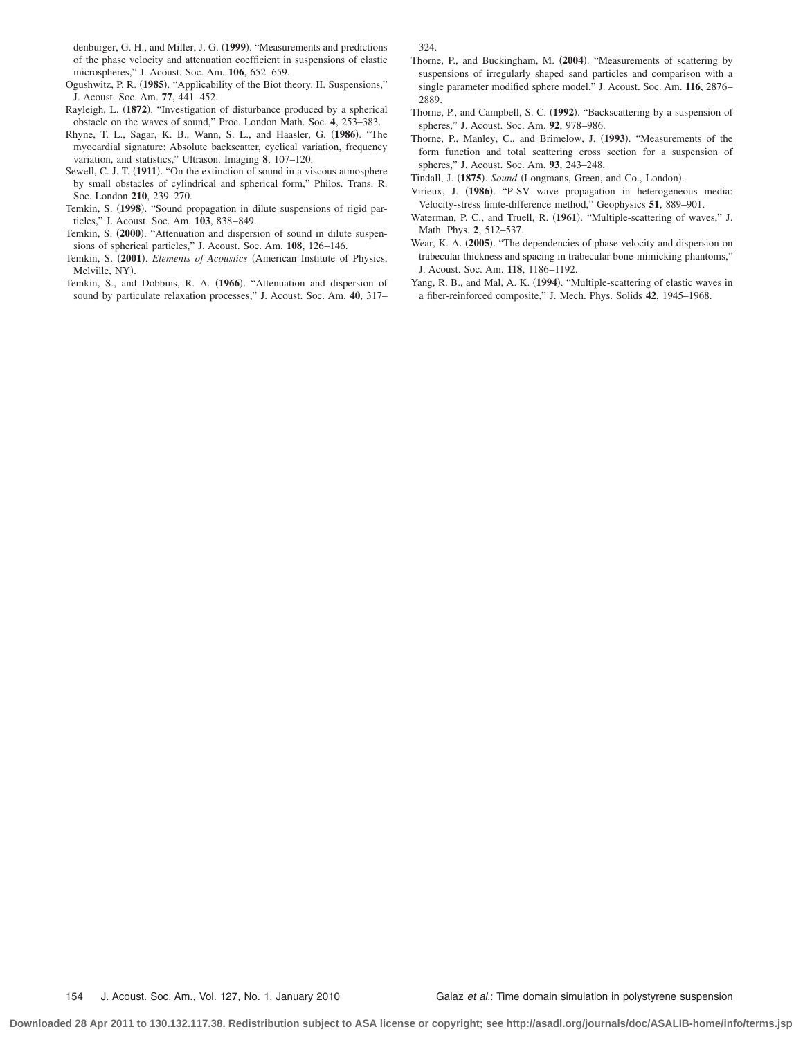denburger, G. H., and Miller, J. G. (**1999**). "Measurements and predictions of the phase velocity and attenuation coefficient in suspensions of elastic microspheres," J. Acoust. Soc. Am. **106**, 652–659.

Ogushwitz, P. R. (**1985**). "Applicability of the Biot theory. II. Suspensions," J. Acoust. Soc. Am. **77**, 441–452.

Rayleigh, L. (**1872**). "Investigation of disturbance produced by a spherical obstacle on the waves of sound," Proc. London Math. Soc. **4**, 253–383.

Rhyne, T. L., Sagar, K. B., Wann, S. L., and Haasler, G. (**1986**). "The myocardial signature: Absolute backscatter, cyclical variation, frequency variation, and statistics," Ultrason. Imaging **8**, 107–120.

Sewell, C. J. T. (**1911**). "On the extinction of sound in a viscous atmosphere by small obstacles of cylindrical and spherical form," Philos. Trans. R. Soc. London **210**, 239–270.

Temkin, S. (**1998**). "Sound propagation in dilute suspensions of rigid particles," J. Acoust. Soc. Am. **103**, 838–849.

Temkin, S. (**2000**). "Attenuation and dispersion of sound in dilute suspensions of spherical particles," J. Acoust. Soc. Am. **108**, 126–146.

Temkin, S. (**2001**). *Elements of Acoustics* (American Institute of Physics, Melville, NY).

Temkin, S., and Dobbins, R. A. (**1966**). "Attenuation and dispersion of sound by particulate relaxation processes," J. Acoust. Soc. Am. **40**, 317–324.

Thorne, P., and Buckingham, M. (**2004**). "Measurements of scattering by suspensions of irregularly shaped sand particles and comparison with a single parameter modified sphere model," J. Acoust. Soc. Am. **116**, 2876–2889.

Thorne, P., and Campbell, S. C. (**1992**). "Backscattering by a suspension of spheres," J. Acoust. Soc. Am. **92**, 978–986.

Thorne, P., Manley, C., and Brimelow, J. (**1993**). "Measurements of the form function and total scattering cross section for a suspension of spheres," J. Acoust. Soc. Am. **93**, 243–248.

Tindall, J. (**1875**). *Sound* (Longmans, Green, and Co., London).

Virieux, J. (**1986**). "P-SV wave propagation in heterogeneous media: Velocity-stress finite-difference method," Geophysics **51**, 889–901.

Waterman, P. C., and Truell, R. (**1961**). "Multiple-scattering of waves," J. Math. Phys. **2**, 512–537.

Wear, K. A. (**2005**). "The dependencies of phase velocity and dispersion on trabecular thickness and spacing in trabecular bone-mimicking phantoms," J. Acoust. Soc. Am. **118**, 1186–1192.

Yang, R. B., and Mal, A. K. (**1994**). "Multiple-scattering of elastic waves in a fiber-reinforced composite," J. Mech. Phys. Solids **42**, 1945–1968.